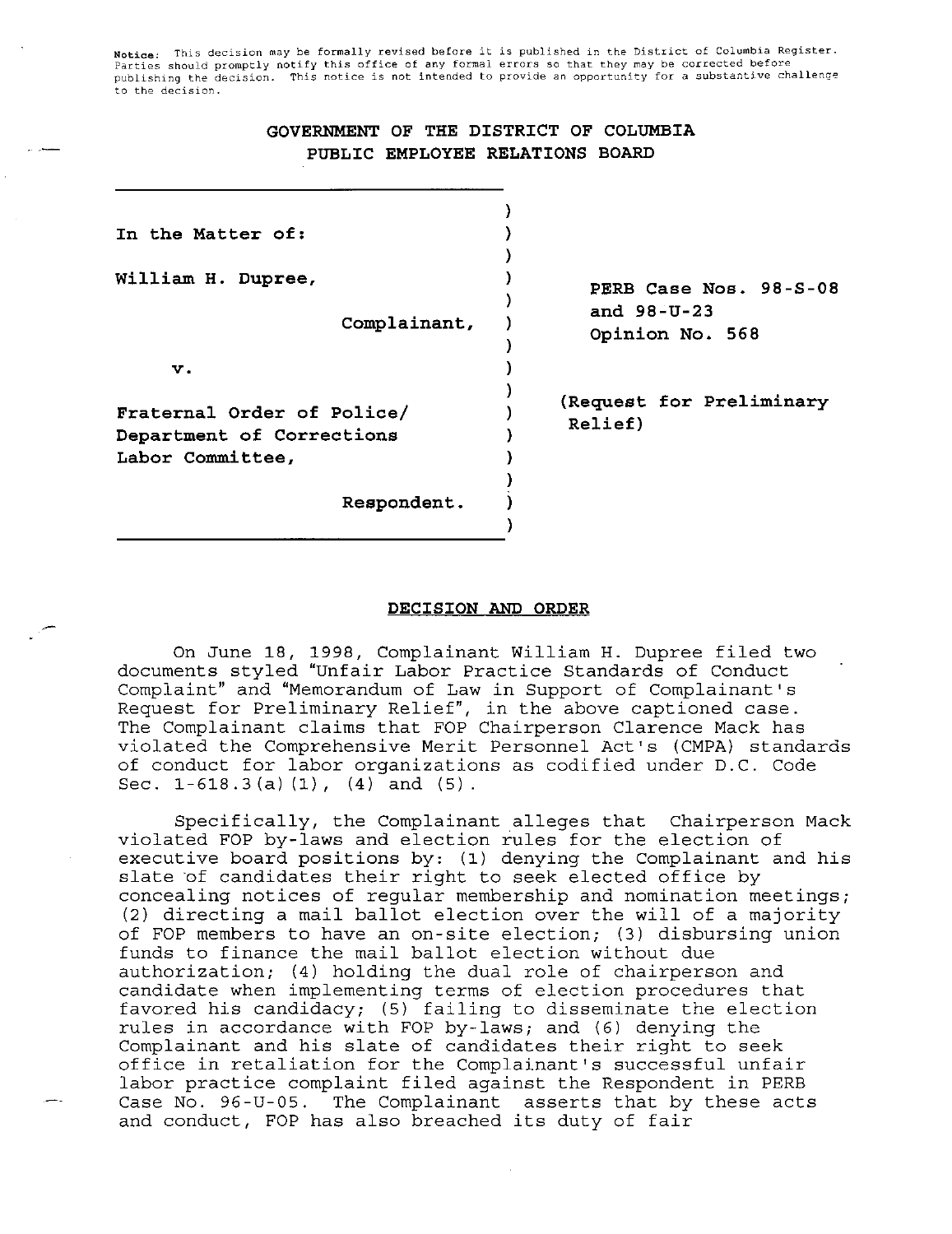Notice: This decision may be formally revised before it is published in the District of Columbia Register. Parties should promptly notify this office of any formal errors so that they may be corrected before publishing the decision. This notice is not intended to provide an opportunity for a substantive challenge to the decision.

**GOVERNMENT OF THE DISTRICT OF COLUMBIA**
**PUBLIC EMPLOYEE RELATIONS BOARD**

| | |
|---|---|
| **In the Matter of:**<br><br>**William H. Dupree,**<br><br>**Complainant,**<br><br>**v.**<br><br>**Fraternal Order of Police/ Department of Corrections Labor Committee,**<br><br>**Respondent.** | **PERB Case Nos. 98-S-08 and 98-U-23**<br>**Opinion No. 568**<br><br>**(Request for Preliminary Relief)** |

**DECISION AND ORDER**

On June 18, 1998, Complainant William H. Dupree filed two documents styled "Unfair Labor Practice Standards of Conduct Complaint" and "Memorandum of Law in Support of Complainant's Request for Preliminary Relief", in the above captioned case. The Complainant claims that FOP Chairperson Clarence Mack has violated the Comprehensive Merit Personnel Act's (CMPA) standards of conduct for labor organizations as codified under D.C. Code Sec. 1-618.3(a)(1), (4) and (5).

Specifically, the Complainant alleges that Chairperson Mack violated FOP by-laws and election rules for the election of executive board positions by: (1) denying the Complainant and his slate of candidates their right to seek elected office by concealing notices of regular membership and nomination meetings; (2) directing a mail ballot election over the will of a majority of FOP members to have an on-site election; (3) disbursing union funds to finance the mail ballot election without due authorization; (4) holding the dual role of chairperson and candidate when implementing terms of election procedures that favored his candidacy; (5) failing to disseminate the election rules in accordance with FOP by-laws; and (6) denying the Complainant and his slate of candidates their right to seek office in retaliation for the Complainant's successful unfair labor practice complaint filed against the Respondent in PERB Case No. 96-U-05. The Complainant asserts that by these acts and conduct, FOP has also breached its duty of fair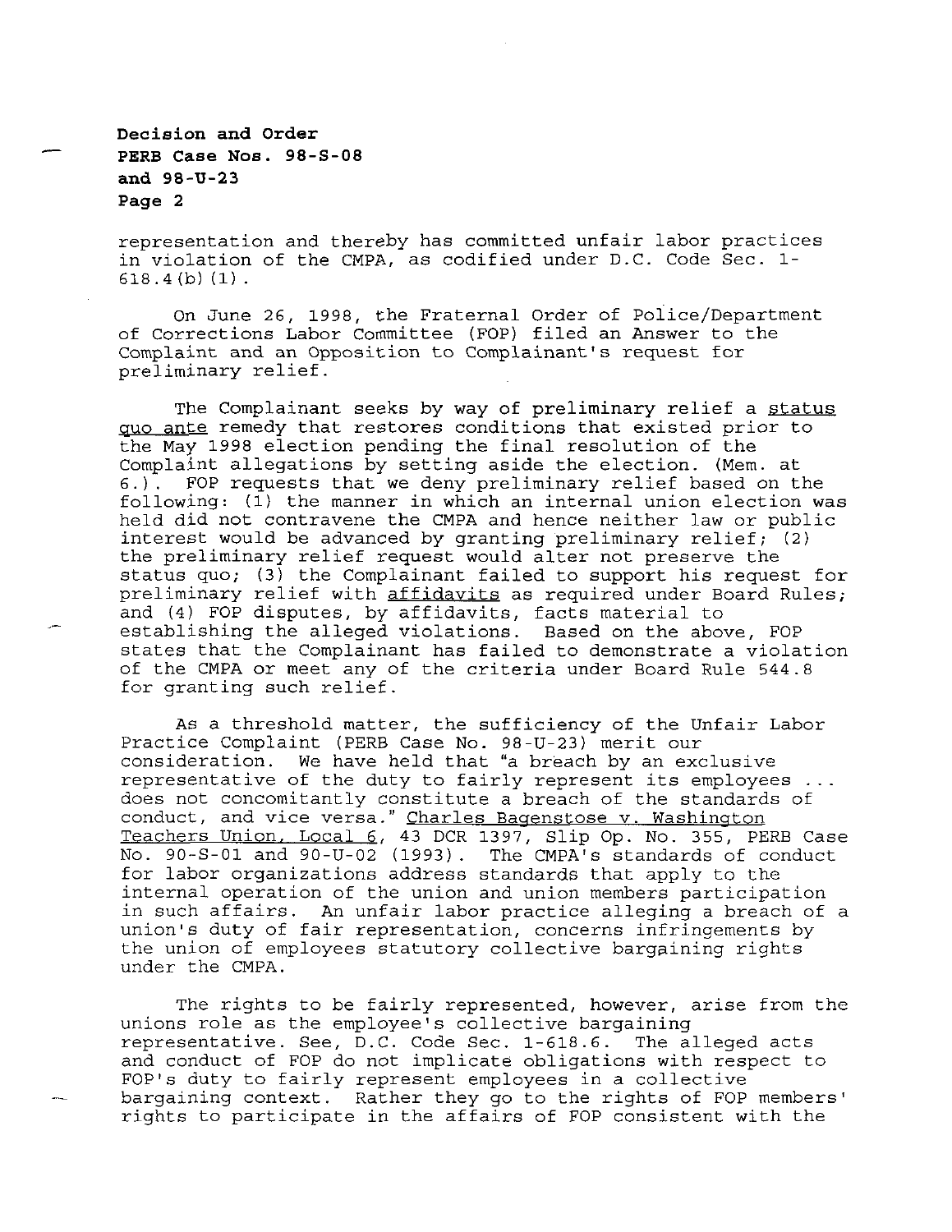representation and thereby has committed unfair labor practices in violation of the CMPA, as codified under D.C. Code Sec. 1-618.4(b)(1).

On June 26, 1998, the Fraternal Order of Police/Department of Corrections Labor Committee (FOP) filed an Answer to the Complaint and an Opposition to Complainant's request for preliminary relief.

The Complainant seeks by way of preliminary relief a status quo ante remedy that restores conditions that existed prior to the May 1998 election pending the final resolution of the Complaint allegations by setting aside the election. (Mem. at 6.). FOP requests that we deny preliminary relief based on the following: (1) the manner in which an internal union election was held did not contravene the CMPA and hence neither law or public interest would be advanced by granting preliminary relief; (2) the preliminary relief request would alter not preserve the status quo; (3) the Complainant failed to support his request for preliminary relief with affidavits as required under Board Rules; and (4) FOP disputes, by affidavits, facts material to establishing the alleged violations. Based on the above, FOP states that the Complainant has failed to demonstrate a violation of the CMPA or meet any of the criteria under Board Rule 544.8 for granting such relief.

As a threshold matter, the sufficiency of the Unfair Labor Practice Complaint (PERB Case No. 98-U-23) merit our consideration. We have held that "a breach by an exclusive representative of the duty to fairly represent its employees ... does not concomitantly constitute a breach of the standards of conduct, and vice versa." Charles Bagenstose v. Washington Teachers Union, Local 6, 43 DCR 1397, Slip Op. No. 355, PERB Case No. 90-S-01 and 90-U-02 (1993). The CMPA's standards of conduct for labor organizations address standards that apply to the internal operation of the union and union members participation in such affairs. An unfair labor practice alleging a breach of a union's duty of fair representation, concerns infringements by the union of employees statutory collective bargaining rights under the CMPA.

The rights to be fairly represented, however, arise from the unions role as the employee's collective bargaining representative. See, D.C. Code Sec. 1-618.6. The alleged acts and conduct of FOP do not implicate obligations with respect to FOP's duty to fairly represent employees in a collective bargaining context. Rather they go to the rights of FOP members' rights to participate in the affairs of FOP consistent with the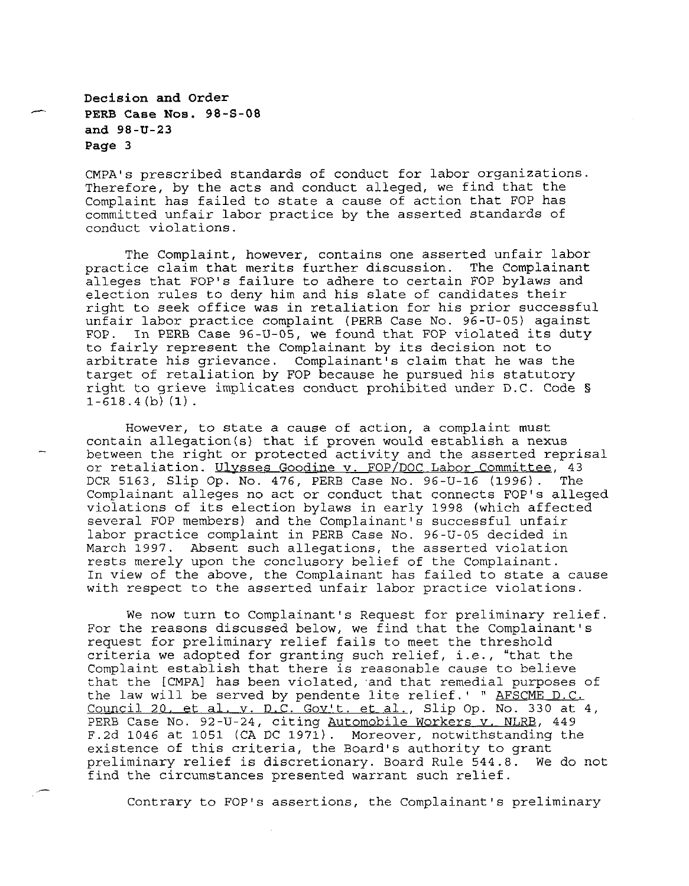CMPA's prescribed standards of conduct for labor organizations. Therefore, by the acts and conduct alleged, we find that the Complaint has failed to state a cause of action that FOP has committed unfair labor practice by the asserted standards of conduct violations.

The Complaint, however, contains one asserted unfair labor practice claim that merits further discussion. The Complainant alleges that FOP's failure to adhere to certain FOP bylaws and election rules to deny him and his slate of candidates their right to seek office was in retaliation for his prior successful unfair labor practice complaint (PERB Case No. 96-U-05) against FOP. In PERB Case 96-U-05, we found that FOP violated its duty to fairly represent the Complainant by its decision not to arbitrate his grievance. Complainant's claim that he was the target of retaliation by FOP because he pursued his statutory right to grieve implicates conduct prohibited under D.C. Code § 1-618.4(b)(1).

However, to state a cause of action, a complaint must contain allegation(s) that if proven would establish a nexus between the right or protected activity and the asserted reprisal or retaliation. Ulysses Goodine v. FOP/DOC Labor Committee, 43 DCR 5163, Slip Op. No. 476, PERB Case No. 96-U-16 (1996). The Complainant alleges no act or conduct that connects FOP's alleged violations of its election bylaws in early 1998 (which affected several FOP members) and the Complainant's successful unfair labor practice complaint in PERB Case No. 96-U-05 decided in March 1997. Absent such allegations, the asserted violation rests merely upon the conclusory belief of the Complainant. In view of the above, the Complainant has failed to state a cause with respect to the asserted unfair labor practice violations.

We now turn to Complainant's Request for preliminary relief. For the reasons discussed below, we find that the Complainant's request for preliminary relief fails to meet the threshold criteria we adopted for granting such relief, i.e., "that the Complaint establish that there is reasonable cause to believe that the [CMPA] has been violated, and that remedial purposes of the law will be served by pendente lite relief.' " AFSCME D.C. Council 20, et al. v. D.C. Gov't. et al., Slip Op. No. 330 at 4, PERB Case No. 92-U-24, citing Automobile Workers v. NLRB, 449 F.2d 1046 at 1051 (CA DC 1971). Moreover, notwithstanding the existence of this criteria, the Board's authority to grant preliminary relief is discretionary. Board Rule 544.8. We do not find the circumstances presented warrant such relief.

Contrary to FOP's assertions, the Complainant's preliminary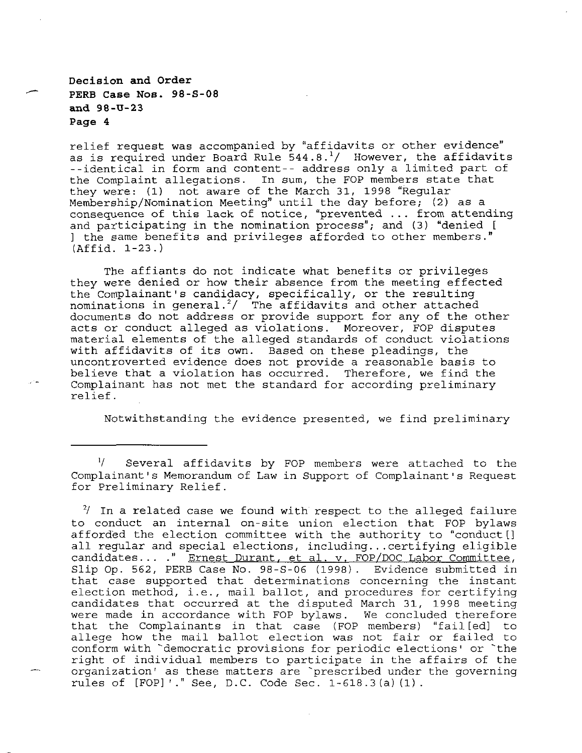relief request was accompanied by "affidavits or other evidence" as is required under Board Rule 544.8.[1] However, the affidavits --identical in form and content-- address only a limited part of the Complaint allegations. In sum, the FOP members state that they were: (1) not aware of the March 31, 1998 "Regular Membership/Nomination Meeting" until the day before; (2) as a consequence of this lack of notice, "prevented ... from attending and participating in the nomination process"; and (3) "denied [ ] the same benefits and privileges afforded to other members." (Affid. 1-23.)

The affiants do not indicate what benefits or privileges they were denied or how their absence from the meeting effected the Complainant's candidacy, specifically, or the resulting nominations in general.[2] The affidavits and other attached documents do not address or provide support for any of the other acts or conduct alleged as violations. Moreover, FOP disputes material elements of the alleged standards of conduct violations with affidavits of its own. Based on these pleadings, the uncontroverted evidence does not provide a reasonable basis to believe that a violation has occurred. Therefore, we find the Complainant has not met the standard for according preliminary relief.

Notwithstanding the evidence presented, we find preliminary

---

[1] Several affidavits by FOP members were attached to the Complainant's Memorandum of Law in Support of Complainant's Request for Preliminary Relief.

[2] In a related case we found with respect to the alleged failure to conduct an internal on-site union election that FOP bylaws afforded the election committee with the authority to "conduct[] all regular and special elections, including...certifying eligible candidates... ." Ernest Durant, et al. v. FOP/DOC Labor Committee, Slip Op. 562, PERB Case No. 98-S-06 (1998). Evidence submitted in that case supported that determinations concerning the instant election method, i.e., mail ballot, and procedures for certifying candidates that occurred at the disputed March 31, 1998 meeting were made in accordance with FOP bylaws. We concluded therefore that the Complainants in that case (FOP members) "fail[ed] to allege how the mail ballot election was not fair or failed to conform with 'democratic provisions for periodic elections' or 'the right of individual members to participate in the affairs of the organization' as these matters are 'prescribed under the governing rules of [FOP]'." See, D.C. Code Sec. 1-618.3(a)(1).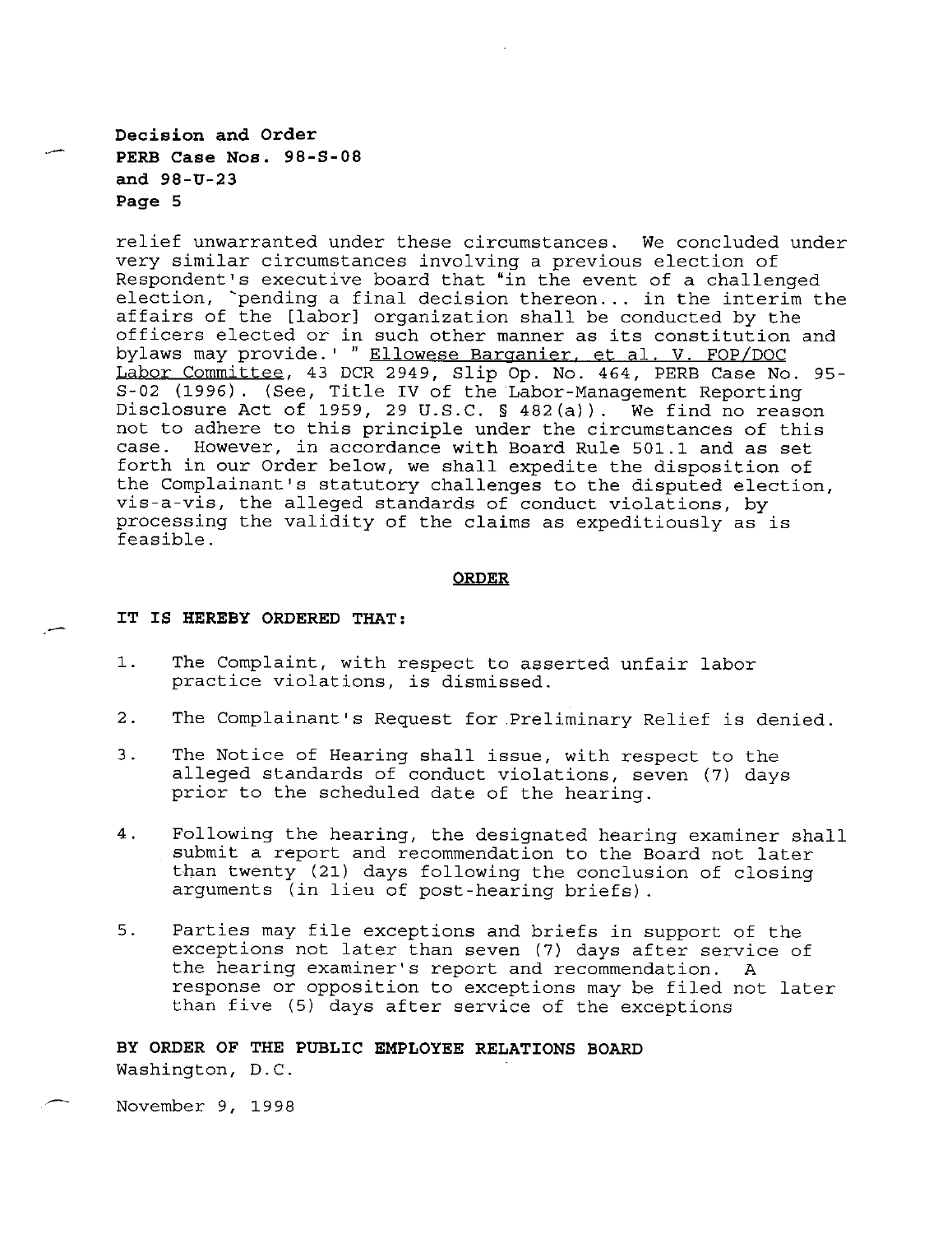relief unwarranted under these circumstances. We concluded under very similar circumstances involving a previous election of Respondent's executive board that "in the event of a challenged election, 'pending a final decision thereon... in the interim the affairs of the [labor] organization shall be conducted by the officers elected or in such other manner as its constitution and bylaws may provide.' " Ellowese Barganier, et al. V. FOP/DOC Labor Committee, 43 DCR 2949, Slip Op. No. 464, PERB Case No. 95-S-02 (1996). (See, Title IV of the Labor-Management Reporting Disclosure Act of 1959, 29 U.S.C. § 482(a)). We find no reason not to adhere to this principle under the circumstances of this case. However, in accordance with Board Rule 501.1 and as set forth in our Order below, we shall expedite the disposition of the Complainant's statutory challenges to the disputed election, vis-a-vis, the alleged standards of conduct violations, by processing the validity of the claims as expeditiously as is feasible.

## ORDER

**IT IS HEREBY ORDERED THAT:**

1. The Complaint, with respect to asserted unfair labor practice violations, is dismissed.

2. The Complainant's Request for Preliminary Relief is denied.

3. The Notice of Hearing shall issue, with respect to the alleged standards of conduct violations, seven (7) days prior to the scheduled date of the hearing.

4. Following the hearing, the designated hearing examiner shall submit a report and recommendation to the Board not later than twenty (21) days following the conclusion of closing arguments (in lieu of post-hearing briefs).

5. Parties may file exceptions and briefs in support of the exceptions not later than seven (7) days after service of the hearing examiner's report and recommendation. A response or opposition to exceptions may be filed not later than five (5) days after service of the exceptions

**BY ORDER OF THE PUBLIC EMPLOYEE RELATIONS BOARD**
Washington, D.C.

November 9, 1998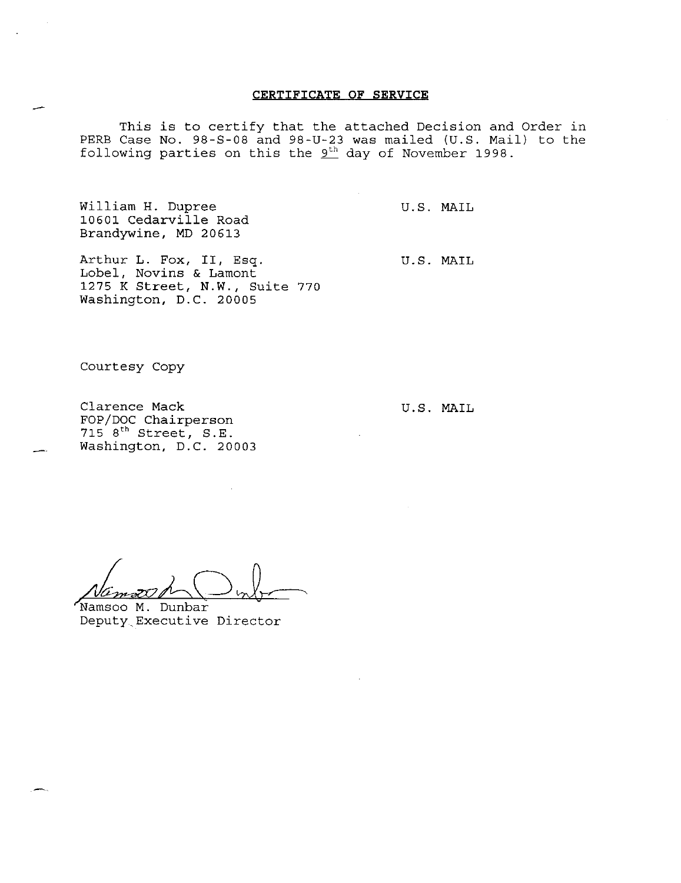# CERTIFICATE OF SERVICE

This is to certify that the attached Decision and Order in PERB Case No. 98-S-08 and 98-U-23 was mailed (U.S. Mail) to the following parties on this the 9th day of November 1998.

William H. Dupree
10601 Cedarville Road
Brandywine, MD 20613

U.S. MAIL

Arthur L. Fox, II, Esq.
Lobel, Novins & Lamont
1275 K Street, N.W., Suite 770
Washington, D.C. 20005

U.S. MAIL

Courtesy Copy

Clarence Mack
FOP/DOC Chairperson
715 8th Street, S.E.
Washington, D.C. 20003

U.S. MAIL

Namsoo M. Dunbar
Deputy Executive Director